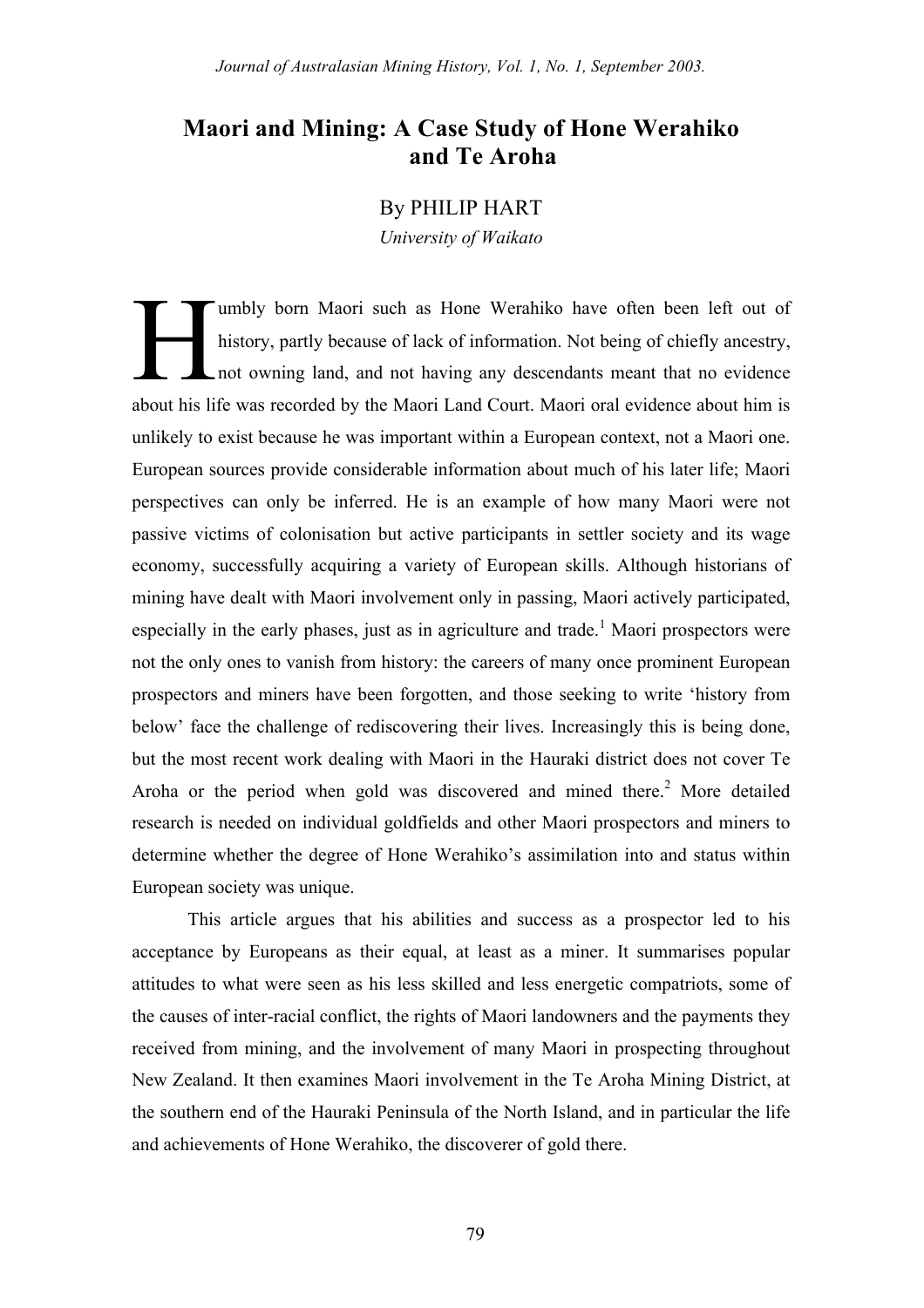# Maori and Mining: A Case Study of Hone Werahiko and Te Aroha

By PHILIP HART

*University of Waikato*

Humbly born Maori such as Hone Werahiko have often been left out of history, partly because of lack of information. Not being of chiefly ancestry, not owning land, and not having any descendants meant that no evidence about his life was recorded by the Maori Land Court. Maori oral evidence about him is unlikely to exist because he was important within a European context, not a Maori one. European sources provide considerable information about much of his later life; Maori perspectives can only be inferred. He is an example of how many Maori were not passive victims of colonisation but active participants in settler society and its wage economy, successfully acquiring a variety of European skills. Although historians of mining have dealt with Maori involvement only in passing, Maori actively participated, especially in the early phases, just as in agriculture and trade.[1] Maori prospectors were not the only ones to vanish from history: the careers of many once prominent European prospectors and miners have been forgotten, and those seeking to write 'history from below' face the challenge of rediscovering their lives. Increasingly this is being done, but the most recent work dealing with Maori in the Hauraki district does not cover Te Aroha or the period when gold was discovered and mined there.[2] More detailed research is needed on individual goldfields and other Maori prospectors and miners to determine whether the degree of Hone Werahiko's assimilation into and status within European society was unique.

This article argues that his abilities and success as a prospector led to his acceptance by Europeans as their equal, at least as a miner. It summarises popular attitudes to what were seen as his less skilled and less energetic compatriots, some of the causes of inter-racial conflict, the rights of Maori landowners and the payments they received from mining, and the involvement of many Maori in prospecting throughout New Zealand. It then examines Maori involvement in the Te Aroha Mining District, at the southern end of the Hauraki Peninsula of the North Island, and in particular the life and achievements of Hone Werahiko, the discoverer of gold there.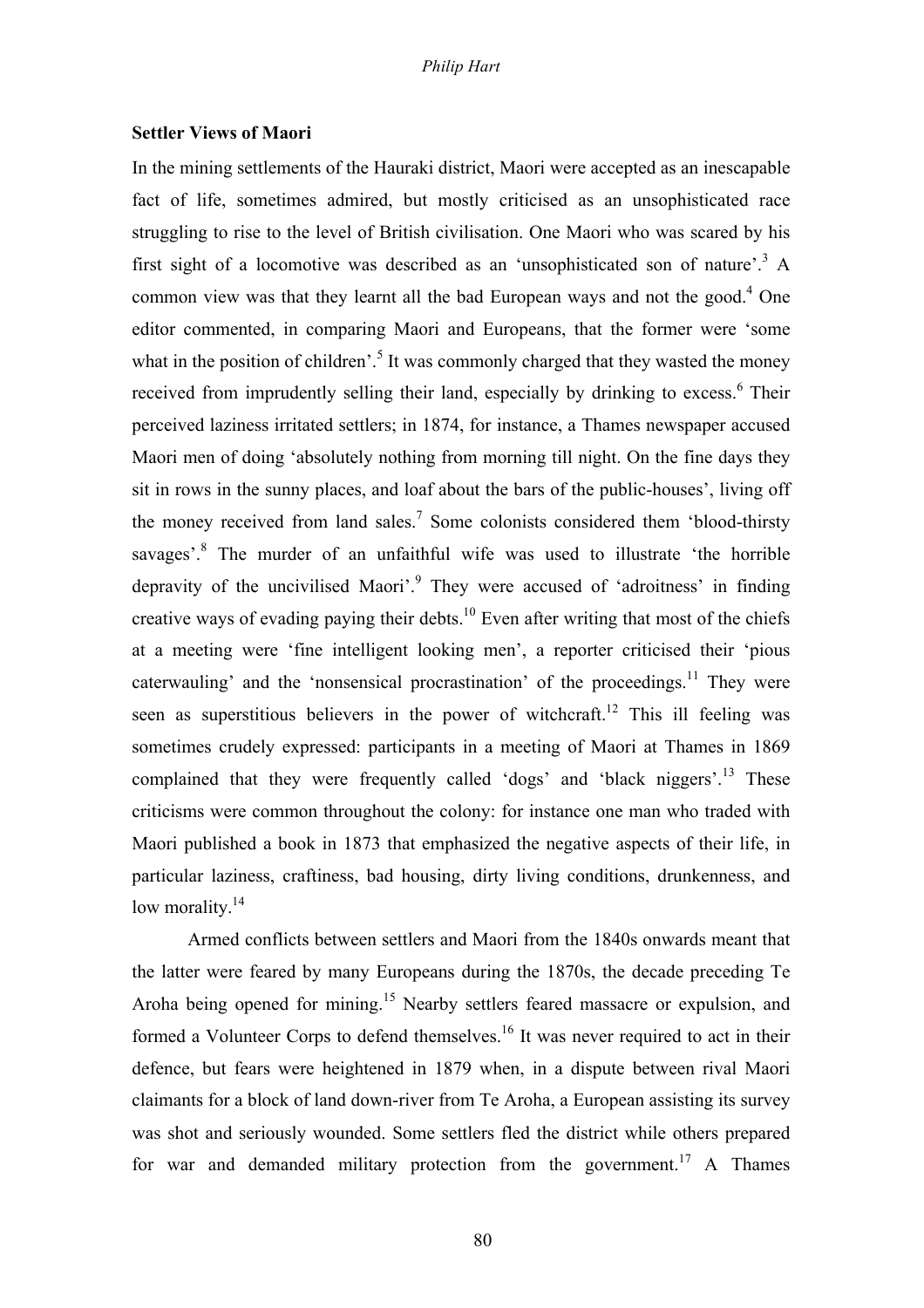**Settler Views of Maori**

In the mining settlements of the Hauraki district, Maori were accepted as an inescapable fact of life, sometimes admired, but mostly criticised as an unsophisticated race struggling to rise to the level of British civilisation. One Maori who was scared by his first sight of a locomotive was described as an 'unsophisticated son of nature'.[3] A common view was that they learnt all the bad European ways and not the good.[4] One editor commented, in comparing Maori and Europeans, that the former were 'some what in the position of children'.[5] It was commonly charged that they wasted the money received from imprudently selling their land, especially by drinking to excess.[6] Their perceived laziness irritated settlers; in 1874, for instance, a Thames newspaper accused Maori men of doing 'absolutely nothing from morning till night. On the fine days they sit in rows in the sunny places, and loaf about the bars of the public-houses', living off the money received from land sales.[7] Some colonists considered them 'blood-thirsty savages'.[8] The murder of an unfaithful wife was used to illustrate 'the horrible depravity of the uncivilised Maori'.[9] They were accused of 'adroitness' in finding creative ways of evading paying their debts.[10] Even after writing that most of the chiefs at a meeting were 'fine intelligent looking men', a reporter criticised their 'pious caterwauling' and the 'nonsensical procrastination' of the proceedings.[11] They were seen as superstitious believers in the power of witchcraft.[12] This ill feeling was sometimes crudely expressed: participants in a meeting of Maori at Thames in 1869 complained that they were frequently called 'dogs' and 'black niggers'.[13] These criticisms were common throughout the colony: for instance one man who traded with Maori published a book in 1873 that emphasized the negative aspects of their life, in particular laziness, craftiness, bad housing, dirty living conditions, drunkenness, and low morality.[14]

Armed conflicts between settlers and Maori from the 1840s onwards meant that the latter were feared by many Europeans during the 1870s, the decade preceding Te Aroha being opened for mining.[15] Nearby settlers feared massacre or expulsion, and formed a Volunteer Corps to defend themselves.[16] It was never required to act in their defence, but fears were heightened in 1879 when, in a dispute between rival Maori claimants for a block of land down-river from Te Aroha, a European assisting its survey was shot and seriously wounded. Some settlers fled the district while others prepared for war and demanded military protection from the government.[17] A Thames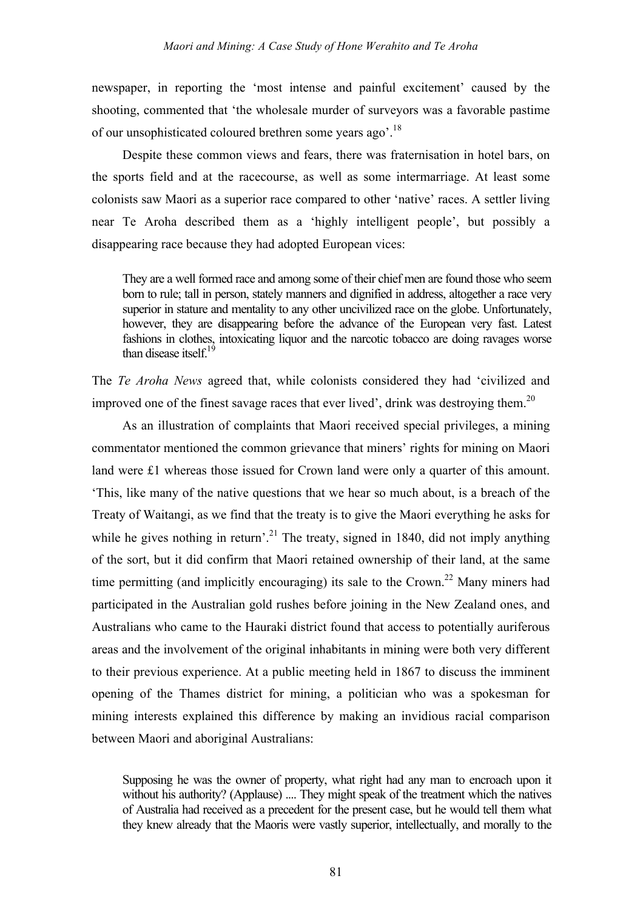newspaper, in reporting the 'most intense and painful excitement' caused by the shooting, commented that 'the wholesale murder of surveyors was a favorable pastime of our unsophisticated coloured brethren some years ago'.[18]

Despite these common views and fears, there was fraternisation in hotel bars, on the sports field and at the racecourse, as well as some intermarriage. At least some colonists saw Maori as a superior race compared to other 'native' races. A settler living near Te Aroha described them as a 'highly intelligent people', but possibly a disappearing race because they had adopted European vices:

> They are a well formed race and among some of their chief men are found those who seem born to rule; tall in person, stately manners and dignified in address, altogether a race very superior in stature and mentality to any other uncivilized race on the globe. Unfortunately, however, they are disappearing before the advance of the European very fast. Latest fashions in clothes, intoxicating liquor and the narcotic tobacco are doing ravages worse than disease itself.[19]

The *Te Aroha News* agreed that, while colonists considered they had 'civilized and improved one of the finest savage races that ever lived', drink was destroying them.[20]

As an illustration of complaints that Maori received special privileges, a mining commentator mentioned the common grievance that miners' rights for mining on Maori land were £1 whereas those issued for Crown land were only a quarter of this amount. 'This, like many of the native questions that we hear so much about, is a breach of the Treaty of Waitangi, as we find that the treaty is to give the Maori everything he asks for while he gives nothing in return'.[21] The treaty, signed in 1840, did not imply anything of the sort, but it did confirm that Maori retained ownership of their land, at the same time permitting (and implicitly encouraging) its sale to the Crown.[22] Many miners had participated in the Australian gold rushes before joining in the New Zealand ones, and Australians who came to the Hauraki district found that access to potentially auriferous areas and the involvement of the original inhabitants in mining were both very different to their previous experience. At a public meeting held in 1867 to discuss the imminent opening of the Thames district for mining, a politician who was a spokesman for mining interests explained this difference by making an invidious racial comparison between Maori and aboriginal Australians:

> Supposing he was the owner of property, what right had any man to encroach upon it without his authority? (Applause) .... They might speak of the treatment which the natives of Australia had received as a precedent for the present case, but he would tell them what they knew already that the Maoris were vastly superior, intellectually, and morally to the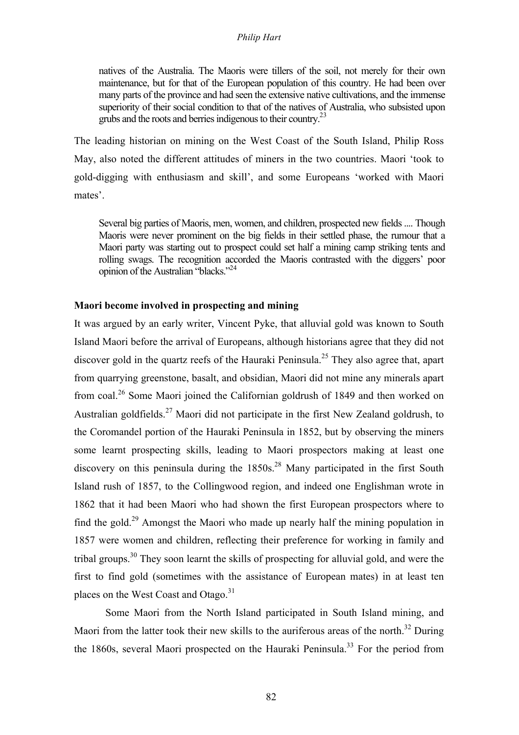> natives of the Australia. The Maoris were tillers of the soil, not merely for their own maintenance, but for that of the European population of this country. He had been over many parts of the province and had seen the extensive native cultivations, and the immense superiority of their social condition to that of the natives of Australia, who subsisted upon grubs and the roots and berries indigenous to their country.[23]

The leading historian on mining on the West Coast of the South Island, Philip Ross May, also noted the different attitudes of miners in the two countries. Maori 'took to gold-digging with enthusiasm and skill', and some Europeans 'worked with Maori mates'.

> Several big parties of Maoris, men, women, and children, prospected new fields .... Though Maoris were never prominent on the big fields in their settled phase, the rumour that a Maori party was starting out to prospect could set half a mining camp striking tents and rolling swags. The recognition accorded the Maoris contrasted with the diggers' poor opinion of the Australian "blacks."[24]

**Maori become involved in prospecting and mining**

It was argued by an early writer, Vincent Pyke, that alluvial gold was known to South Island Maori before the arrival of Europeans, although historians agree that they did not discover gold in the quartz reefs of the Hauraki Peninsula.[25] They also agree that, apart from quarrying greenstone, basalt, and obsidian, Maori did not mine any minerals apart from coal.[26] Some Maori joined the Californian goldrush of 1849 and then worked on Australian goldfields.[27] Maori did not participate in the first New Zealand goldrush, to the Coromandel portion of the Hauraki Peninsula in 1852, but by observing the miners some learnt prospecting skills, leading to Maori prospectors making at least one discovery on this peninsula during the 1850s.[28] Many participated in the first South Island rush of 1857, to the Collingwood region, and indeed one Englishman wrote in 1862 that it had been Maori who had shown the first European prospectors where to find the gold.[29] Amongst the Maori who made up nearly half the mining population in 1857 were women and children, reflecting their preference for working in family and tribal groups.[30] They soon learnt the skills of prospecting for alluvial gold, and were the first to find gold (sometimes with the assistance of European mates) in at least ten places on the West Coast and Otago.[31]

Some Maori from the North Island participated in South Island mining, and Maori from the latter took their new skills to the auriferous areas of the north.[32] During the 1860s, several Maori prospected on the Hauraki Peninsula.[33] For the period from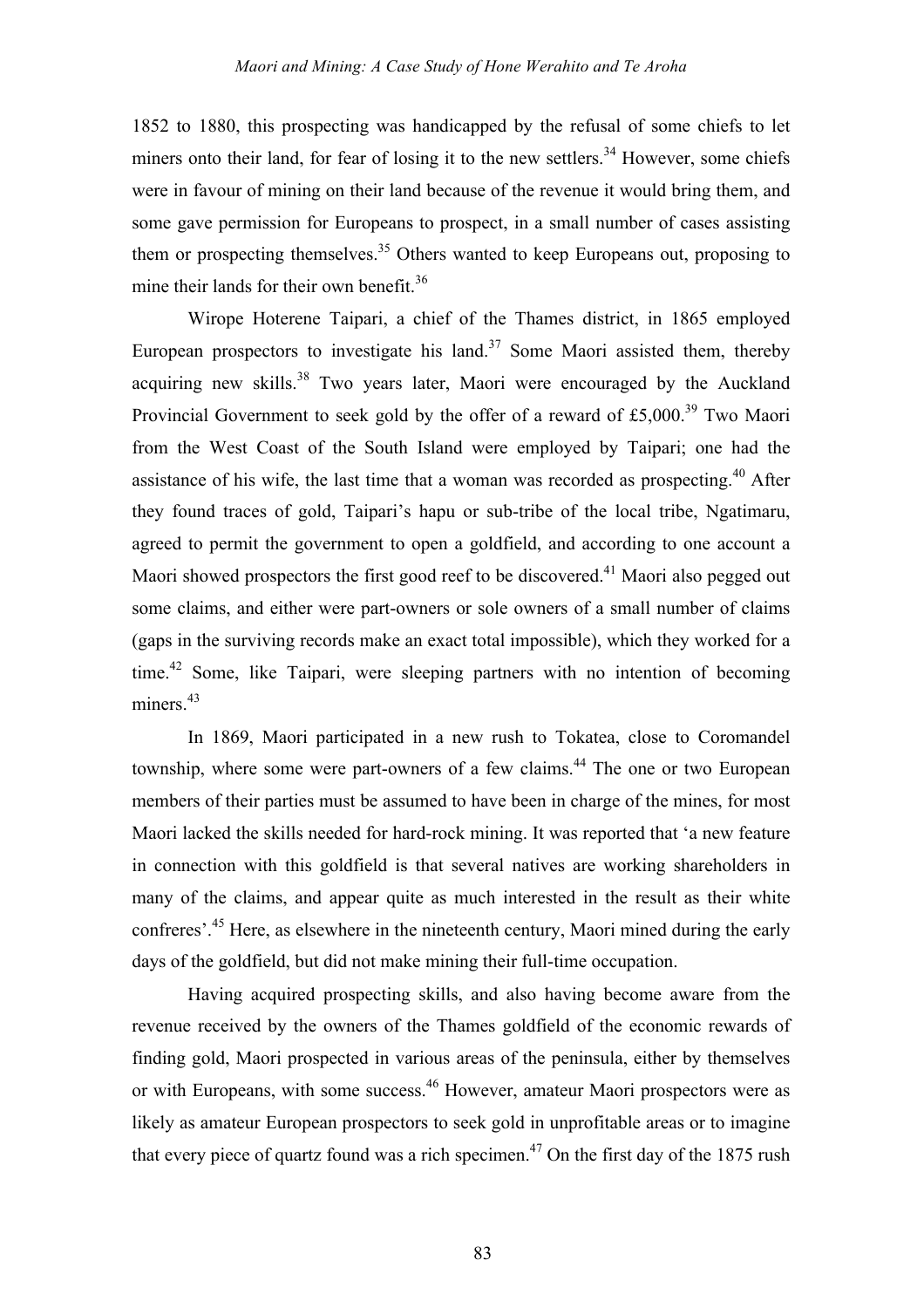1852 to 1880, this prospecting was handicapped by the refusal of some chiefs to let miners onto their land, for fear of losing it to the new settlers.[34] However, some chiefs were in favour of mining on their land because of the revenue it would bring them, and some gave permission for Europeans to prospect, in a small number of cases assisting them or prospecting themselves.[35] Others wanted to keep Europeans out, proposing to mine their lands for their own benefit.[36]

Wirope Hoterene Taipari, a chief of the Thames district, in 1865 employed European prospectors to investigate his land.[37] Some Maori assisted them, thereby acquiring new skills.[38] Two years later, Maori were encouraged by the Auckland Provincial Government to seek gold by the offer of a reward of £5,000.[39] Two Maori from the West Coast of the South Island were employed by Taipari; one had the assistance of his wife, the last time that a woman was recorded as prospecting.[40] After they found traces of gold, Taipari's hapu or sub-tribe of the local tribe, Ngatimaru, agreed to permit the government to open a goldfield, and according to one account a Maori showed prospectors the first good reef to be discovered.[41] Maori also pegged out some claims, and either were part-owners or sole owners of a small number of claims (gaps in the surviving records make an exact total impossible), which they worked for a time.[42] Some, like Taipari, were sleeping partners with no intention of becoming miners.[43]

In 1869, Maori participated in a new rush to Tokatea, close to Coromandel township, where some were part-owners of a few claims.[44] The one or two European members of their parties must be assumed to have been in charge of the mines, for most Maori lacked the skills needed for hard-rock mining. It was reported that 'a new feature in connection with this goldfield is that several natives are working shareholders in many of the claims, and appear quite as much interested in the result as their white confreres'.[45] Here, as elsewhere in the nineteenth century, Maori mined during the early days of the goldfield, but did not make mining their full-time occupation.

Having acquired prospecting skills, and also having become aware from the revenue received by the owners of the Thames goldfield of the economic rewards of finding gold, Maori prospected in various areas of the peninsula, either by themselves or with Europeans, with some success.[46] However, amateur Maori prospectors were as likely as amateur European prospectors to seek gold in unprofitable areas or to imagine that every piece of quartz found was a rich specimen.[47] On the first day of the 1875 rush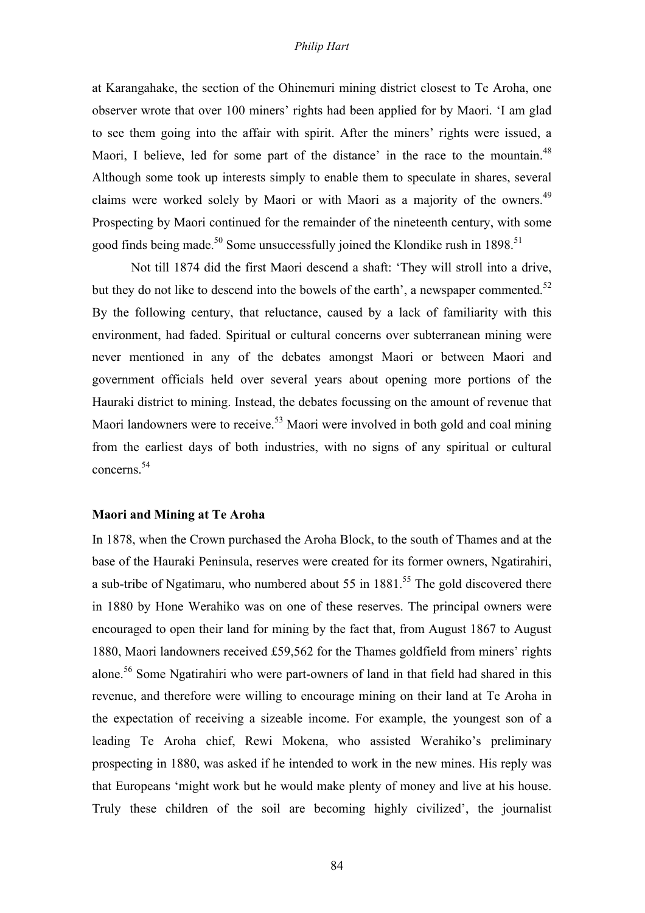at Karangahake, the section of the Ohinemuri mining district closest to Te Aroha, one observer wrote that over 100 miners' rights had been applied for by Maori. 'I am glad to see them going into the affair with spirit. After the miners' rights were issued, a Maori, I believe, led for some part of the distance' in the race to the mountain.[48] Although some took up interests simply to enable them to speculate in shares, several claims were worked solely by Maori or with Maori as a majority of the owners.[49] Prospecting by Maori continued for the remainder of the nineteenth century, with some good finds being made.[50] Some unsuccessfully joined the Klondike rush in 1898.[51]

Not till 1874 did the first Maori descend a shaft: 'They will stroll into a drive, but they do not like to descend into the bowels of the earth', a newspaper commented.[52] By the following century, that reluctance, caused by a lack of familiarity with this environment, had faded. Spiritual or cultural concerns over subterranean mining were never mentioned in any of the debates amongst Maori or between Maori and government officials held over several years about opening more portions of the Hauraki district to mining. Instead, the debates focussing on the amount of revenue that Maori landowners were to receive.[53] Maori were involved in both gold and coal mining from the earliest days of both industries, with no signs of any spiritual or cultural concerns.[54]

### Maori and Mining at Te Aroha

In 1878, when the Crown purchased the Aroha Block, to the south of Thames and at the base of the Hauraki Peninsula, reserves were created for its former owners, Ngatirahiri, a sub-tribe of Ngatimaru, who numbered about 55 in 1881.[55] The gold discovered there in 1880 by Hone Werahiko was on one of these reserves. The principal owners were encouraged to open their land for mining by the fact that, from August 1867 to August 1880, Maori landowners received £59,562 for the Thames goldfield from miners' rights alone.[56] Some Ngatirahiri who were part-owners of land in that field had shared in this revenue, and therefore were willing to encourage mining on their land at Te Aroha in the expectation of receiving a sizeable income. For example, the youngest son of a leading Te Aroha chief, Rewi Mokena, who assisted Werahiko's preliminary prospecting in 1880, was asked if he intended to work in the new mines. His reply was that Europeans 'might work but he would make plenty of money and live at his house. Truly these children of the soil are becoming highly civilized', the journalist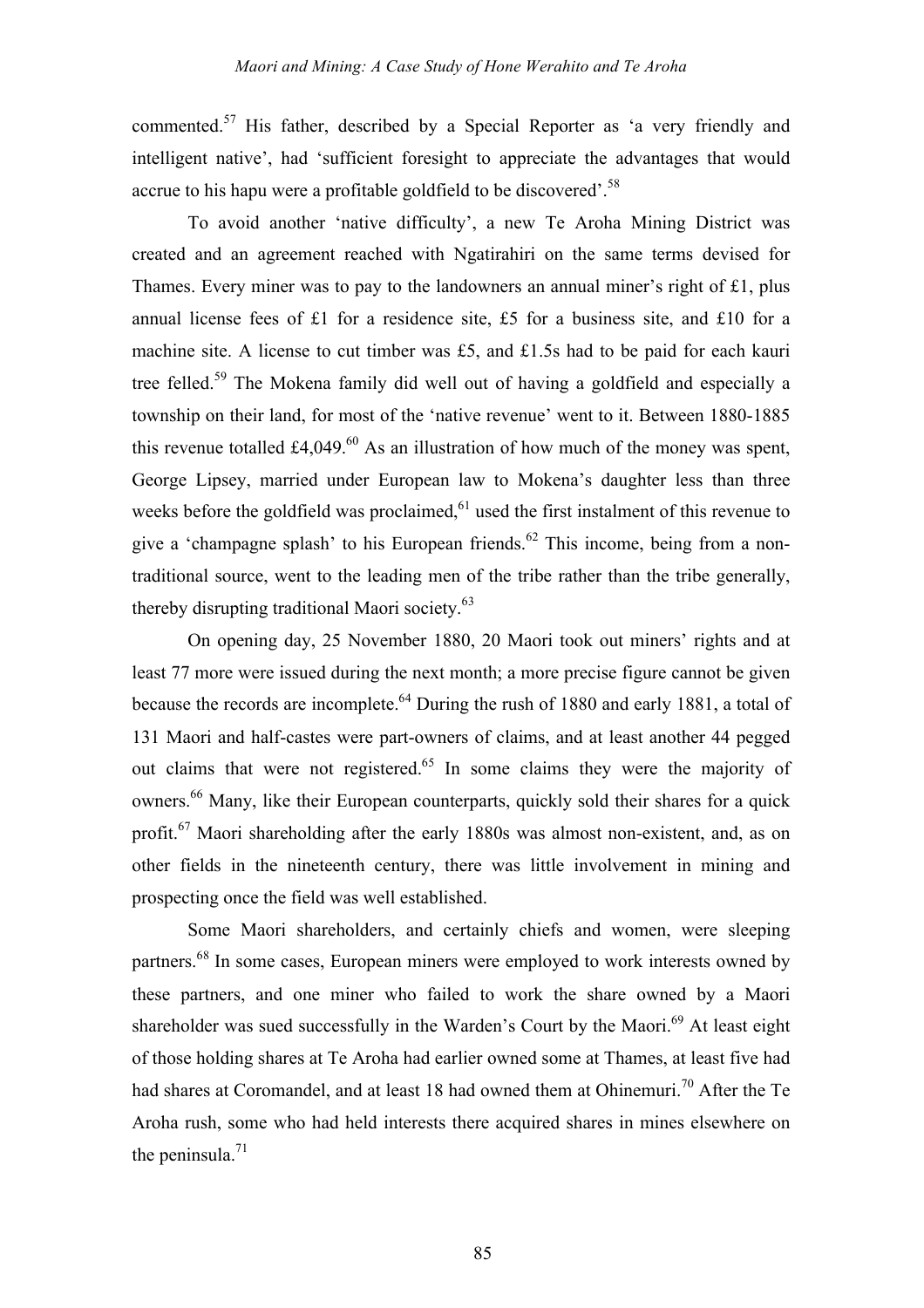commented.[57] His father, described by a Special Reporter as 'a very friendly and intelligent native', had 'sufficient foresight to appreciate the advantages that would accrue to his hapu were a profitable goldfield to be discovered'.[58]

To avoid another 'native difficulty', a new Te Aroha Mining District was created and an agreement reached with Ngatirahiri on the same terms devised for Thames. Every miner was to pay to the landowners an annual miner's right of £1, plus annual license fees of £1 for a residence site, £5 for a business site, and £10 for a machine site. A license to cut timber was £5, and £1.5s had to be paid for each kauri tree felled.[59] The Mokena family did well out of having a goldfield and especially a township on their land, for most of the 'native revenue' went to it. Between 1880-1885 this revenue totalled £4,049.[60] As an illustration of how much of the money was spent, George Lipsey, married under European law to Mokena's daughter less than three weeks before the goldfield was proclaimed,[61] used the first instalment of this revenue to give a 'champagne splash' to his European friends.[62] This income, being from a non-traditional source, went to the leading men of the tribe rather than the tribe generally, thereby disrupting traditional Maori society.[63]

On opening day, 25 November 1880, 20 Maori took out miners' rights and at least 77 more were issued during the next month; a more precise figure cannot be given because the records are incomplete.[64] During the rush of 1880 and early 1881, a total of 131 Maori and half-castes were part-owners of claims, and at least another 44 pegged out claims that were not registered.[65] In some claims they were the majority of owners.[66] Many, like their European counterparts, quickly sold their shares for a quick profit.[67] Maori shareholding after the early 1880s was almost non-existent, and, as on other fields in the nineteenth century, there was little involvement in mining and prospecting once the field was well established.

Some Maori shareholders, and certainly chiefs and women, were sleeping partners.[68] In some cases, European miners were employed to work interests owned by these partners, and one miner who failed to work the share owned by a Maori shareholder was sued successfully in the Warden's Court by the Maori.[69] At least eight of those holding shares at Te Aroha had earlier owned some at Thames, at least five had had shares at Coromandel, and at least 18 had owned them at Ohinemuri.[70] After the Te Aroha rush, some who had held interests there acquired shares in mines elsewhere on the peninsula.[71]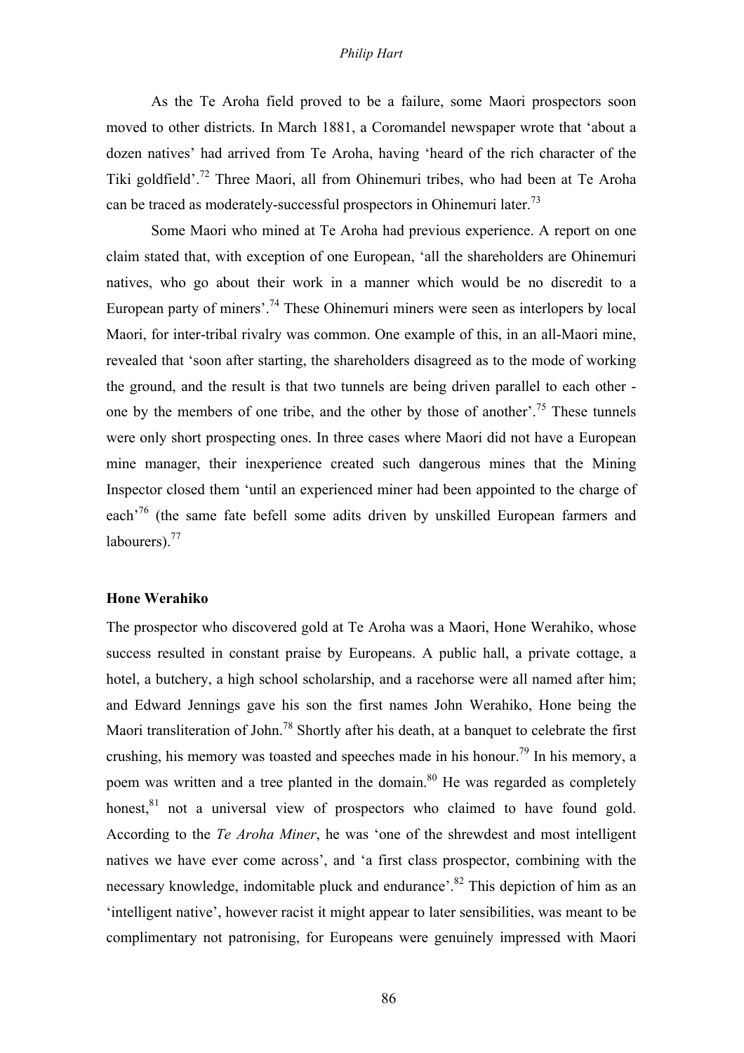As the Te Aroha field proved to be a failure, some Maori prospectors soon moved to other districts. In March 1881, a Coromandel newspaper wrote that 'about a dozen natives' had arrived from Te Aroha, having 'heard of the rich character of the Tiki goldfield'.[72] Three Maori, all from Ohinemuri tribes, who had been at Te Aroha can be traced as moderately-successful prospectors in Ohinemuri later.[73]

Some Maori who mined at Te Aroha had previous experience. A report on one claim stated that, with exception of one European, 'all the shareholders are Ohinemuri natives, who go about their work in a manner which would be no discredit to a European party of miners'.[74] These Ohinemuri miners were seen as interlopers by local Maori, for inter-tribal rivalry was common. One example of this, in an all-Maori mine, revealed that 'soon after starting, the shareholders disagreed as to the mode of working the ground, and the result is that two tunnels are being driven parallel to each other - one by the members of one tribe, and the other by those of another'.[75] These tunnels were only short prospecting ones. In three cases where Maori did not have a European mine manager, their inexperience created such dangerous mines that the Mining Inspector closed them 'until an experienced miner had been appointed to the charge of each'[76] (the same fate befell some adits driven by unskilled European farmers and labourers).[77]

## Hone Werahiko

The prospector who discovered gold at Te Aroha was a Maori, Hone Werahiko, whose success resulted in constant praise by Europeans. A public hall, a private cottage, a hotel, a butchery, a high school scholarship, and a racehorse were all named after him; and Edward Jennings gave his son the first names John Werahiko, Hone being the Maori transliteration of John.[78] Shortly after his death, at a banquet to celebrate the first crushing, his memory was toasted and speeches made in his honour.[79] In his memory, a poem was written and a tree planted in the domain.[80] He was regarded as completely honest,[81] not a universal view of prospectors who claimed to have found gold. According to the *Te Aroha Miner*, he was 'one of the shrewdest and most intelligent natives we have ever come across', and 'a first class prospector, combining with the necessary knowledge, indomitable pluck and endurance'.[82] This depiction of him as an 'intelligent native', however racist it might appear to later sensibilities, was meant to be complimentary not patronising, for Europeans were genuinely impressed with Maori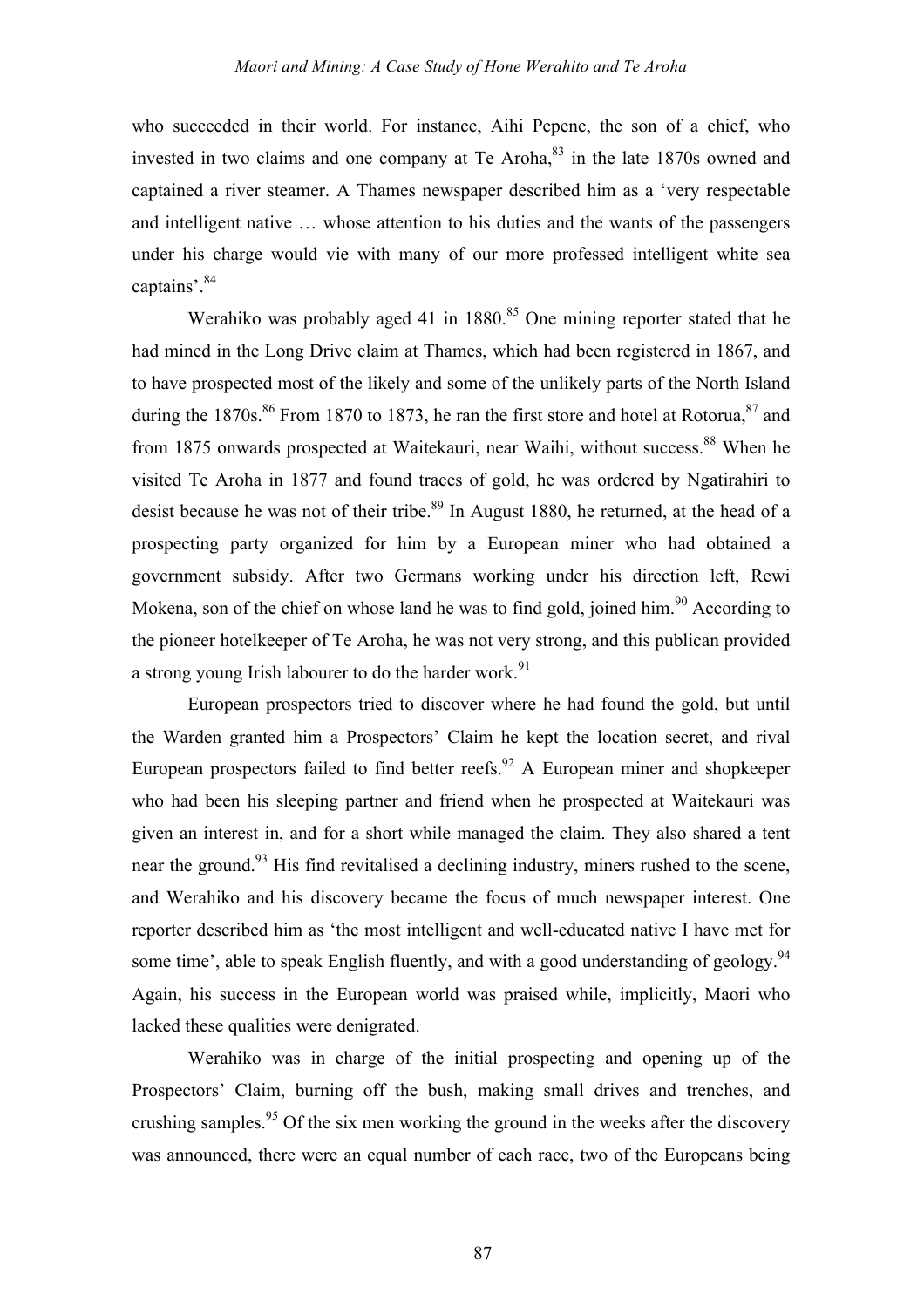who succeeded in their world. For instance, Aihi Pepene, the son of a chief, who invested in two claims and one company at Te Aroha,[83] in the late 1870s owned and captained a river steamer. A Thames newspaper described him as a 'very respectable and intelligent native … whose attention to his duties and the wants of the passengers under his charge would vie with many of our more professed intelligent white sea captains'.[84]

Werahiko was probably aged 41 in 1880.[85] One mining reporter stated that he had mined in the Long Drive claim at Thames, which had been registered in 1867, and to have prospected most of the likely and some of the unlikely parts of the North Island during the 1870s.[86] From 1870 to 1873, he ran the first store and hotel at Rotorua,[87] and from 1875 onwards prospected at Waitekauri, near Waihi, without success.[88] When he visited Te Aroha in 1877 and found traces of gold, he was ordered by Ngatirahiri to desist because he was not of their tribe.[89] In August 1880, he returned, at the head of a prospecting party organized for him by a European miner who had obtained a government subsidy. After two Germans working under his direction left, Rewi Mokena, son of the chief on whose land he was to find gold, joined him.[90] According to the pioneer hotelkeeper of Te Aroha, he was not very strong, and this publican provided a strong young Irish labourer to do the harder work.[91]

European prospectors tried to discover where he had found the gold, but until the Warden granted him a Prospectors' Claim he kept the location secret, and rival European prospectors failed to find better reefs.[92] A European miner and shopkeeper who had been his sleeping partner and friend when he prospected at Waitekauri was given an interest in, and for a short while managed the claim. They also shared a tent near the ground.[93] His find revitalised a declining industry, miners rushed to the scene, and Werahiko and his discovery became the focus of much newspaper interest. One reporter described him as 'the most intelligent and well-educated native I have met for some time', able to speak English fluently, and with a good understanding of geology.[94] Again, his success in the European world was praised while, implicitly, Maori who lacked these qualities were denigrated.

Werahiko was in charge of the initial prospecting and opening up of the Prospectors' Claim, burning off the bush, making small drives and trenches, and crushing samples.[95] Of the six men working the ground in the weeks after the discovery was announced, there were an equal number of each race, two of the Europeans being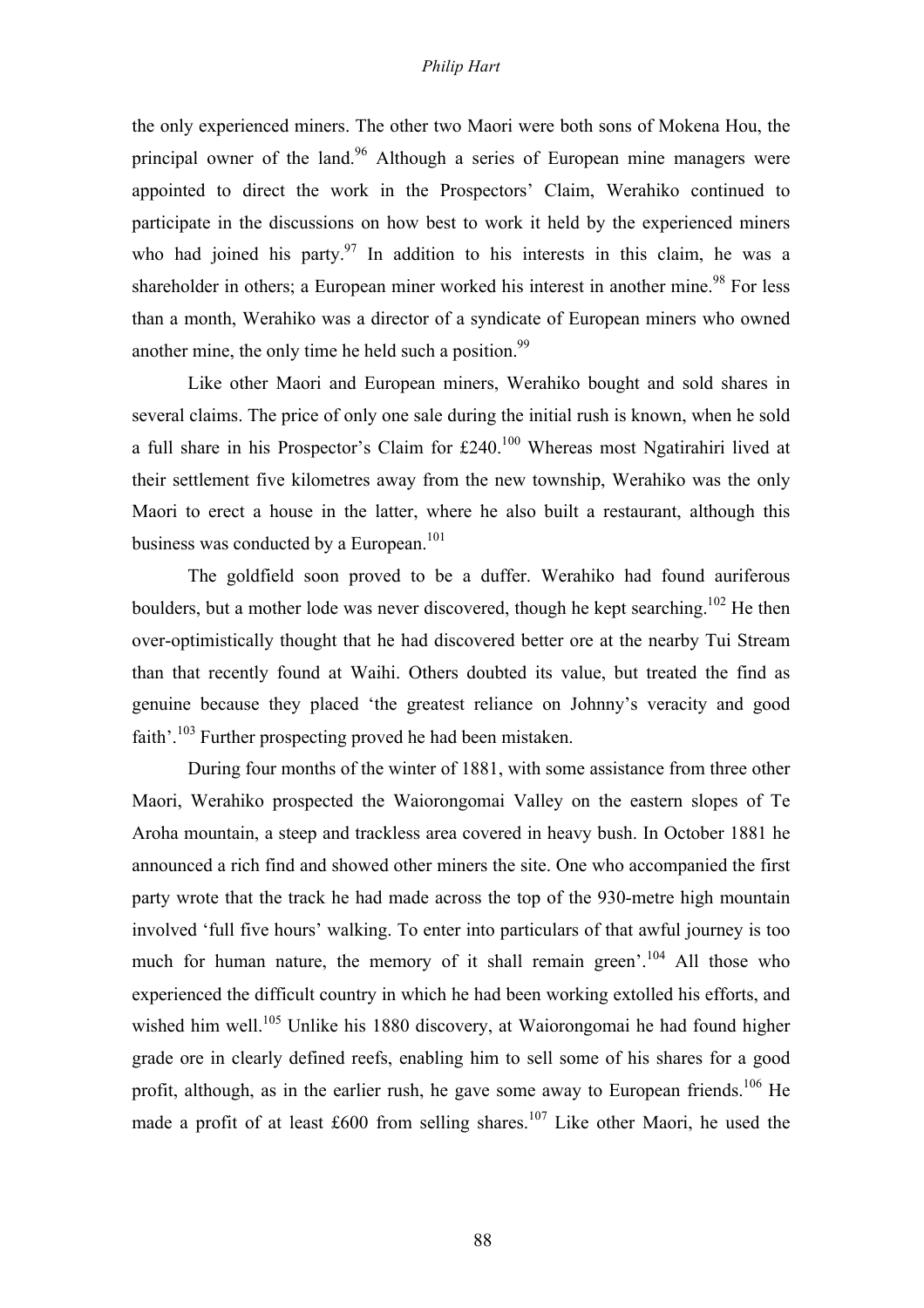the only experienced miners. The other two Maori were both sons of Mokena Hou, the principal owner of the land.[96] Although a series of European mine managers were appointed to direct the work in the Prospectors' Claim, Werahiko continued to participate in the discussions on how best to work it held by the experienced miners who had joined his party.[97] In addition to his interests in this claim, he was a shareholder in others; a European miner worked his interest in another mine.[98] For less than a month, Werahiko was a director of a syndicate of European miners who owned another mine, the only time he held such a position.[99]

Like other Maori and European miners, Werahiko bought and sold shares in several claims. The price of only one sale during the initial rush is known, when he sold a full share in his Prospector's Claim for £240.[100] Whereas most Ngatirahiri lived at their settlement five kilometres away from the new township, Werahiko was the only Maori to erect a house in the latter, where he also built a restaurant, although this business was conducted by a European.[101]

The goldfield soon proved to be a duffer. Werahiko had found auriferous boulders, but a mother lode was never discovered, though he kept searching.[102] He then over-optimistically thought that he had discovered better ore at the nearby Tui Stream than that recently found at Waihi. Others doubted its value, but treated the find as genuine because they placed 'the greatest reliance on Johnny's veracity and good faith'.[103] Further prospecting proved he had been mistaken.

During four months of the winter of 1881, with some assistance from three other Maori, Werahiko prospected the Waiorongomai Valley on the eastern slopes of Te Aroha mountain, a steep and trackless area covered in heavy bush. In October 1881 he announced a rich find and showed other miners the site. One who accompanied the first party wrote that the track he had made across the top of the 930-metre high mountain involved 'full five hours' walking. To enter into particulars of that awful journey is too much for human nature, the memory of it shall remain green'.[104] All those who experienced the difficult country in which he had been working extolled his efforts, and wished him well.[105] Unlike his 1880 discovery, at Waiorongomai he had found higher grade ore in clearly defined reefs, enabling him to sell some of his shares for a good profit, although, as in the earlier rush, he gave some away to European friends.[106] He made a profit of at least £600 from selling shares.[107] Like other Maori, he used the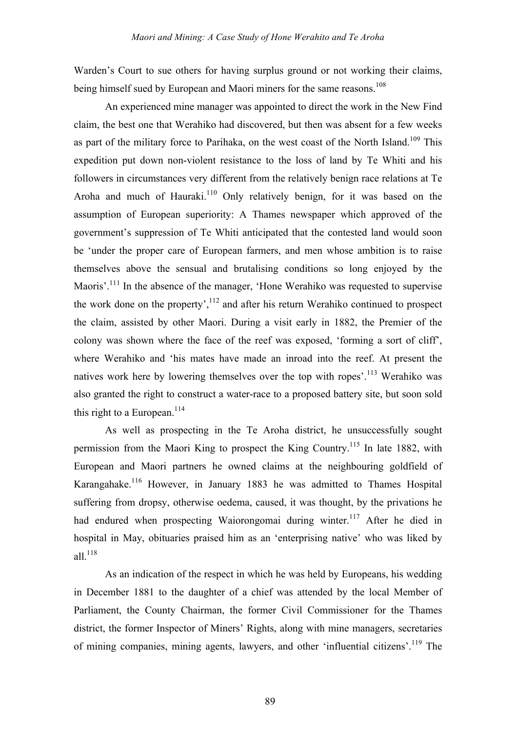Warden's Court to sue others for having surplus ground or not working their claims, being himself sued by European and Maori miners for the same reasons.[108]

An experienced mine manager was appointed to direct the work in the New Find claim, the best one that Werahiko had discovered, but then was absent for a few weeks as part of the military force to Parihaka, on the west coast of the North Island.[109] This expedition put down non-violent resistance to the loss of land by Te Whiti and his followers in circumstances very different from the relatively benign race relations at Te Aroha and much of Hauraki.[110] Only relatively benign, for it was based on the assumption of European superiority: A Thames newspaper which approved of the government's suppression of Te Whiti anticipated that the contested land would soon be 'under the proper care of European farmers, and men whose ambition is to raise themselves above the sensual and brutalising conditions so long enjoyed by the Maoris'.[111] In the absence of the manager, 'Hone Werahiko was requested to supervise the work done on the property',[112] and after his return Werahiko continued to prospect the claim, assisted by other Maori. During a visit early in 1882, the Premier of the colony was shown where the face of the reef was exposed, 'forming a sort of cliff', where Werahiko and 'his mates have made an inroad into the reef. At present the natives work here by lowering themselves over the top with ropes'.[113] Werahiko was also granted the right to construct a water-race to a proposed battery site, but soon sold this right to a European.[114]

As well as prospecting in the Te Aroha district, he unsuccessfully sought permission from the Maori King to prospect the King Country.[115] In late 1882, with European and Maori partners he owned claims at the neighbouring goldfield of Karangahake.[116] However, in January 1883 he was admitted to Thames Hospital suffering from dropsy, otherwise oedema, caused, it was thought, by the privations he had endured when prospecting Waiorongomai during winter.[117] After he died in hospital in May, obituaries praised him as an 'enterprising native' who was liked by all.[118]

As an indication of the respect in which he was held by Europeans, his wedding in December 1881 to the daughter of a chief was attended by the local Member of Parliament, the County Chairman, the former Civil Commissioner for the Thames district, the former Inspector of Miners' Rights, along with mine managers, secretaries of mining companies, mining agents, lawyers, and other 'influential citizens'.[119] The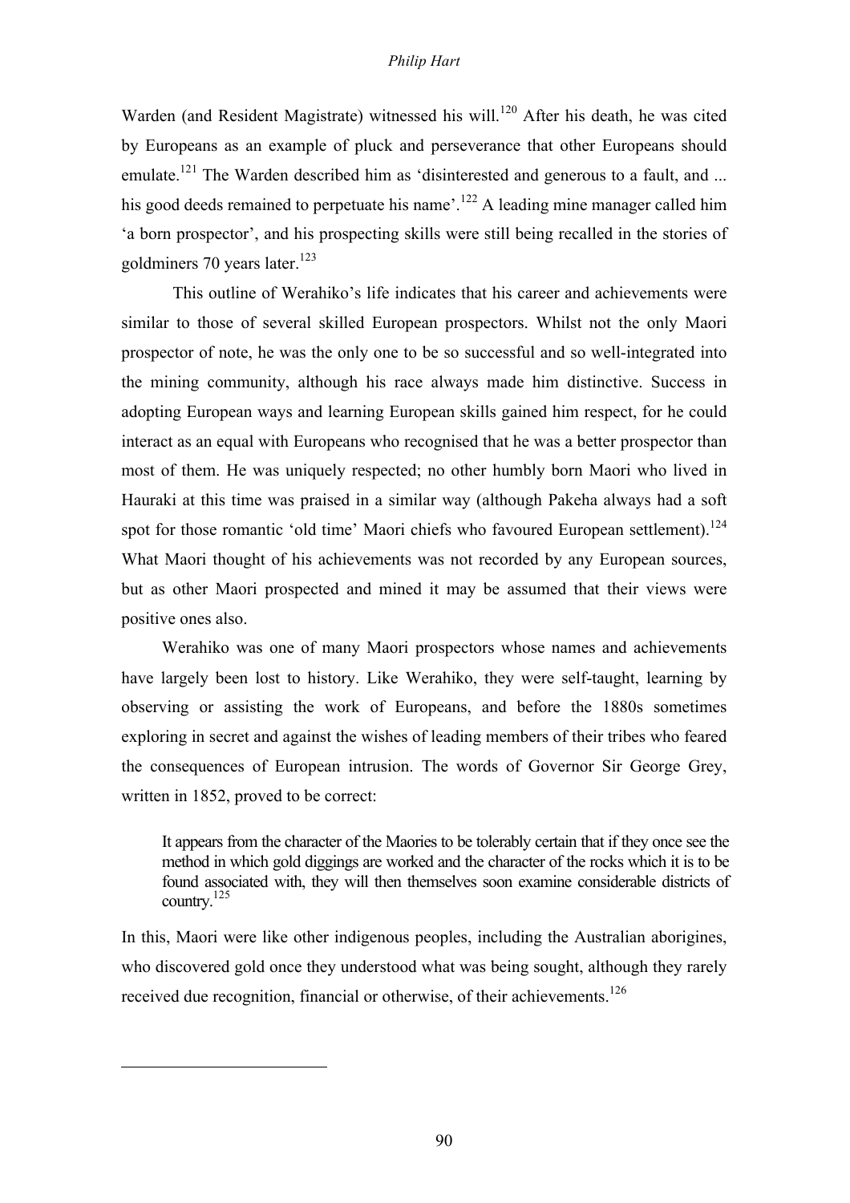Warden (and Resident Magistrate) witnessed his will.[120] After his death, he was cited by Europeans as an example of pluck and perseverance that other Europeans should emulate.[121] The Warden described him as 'disinterested and generous to a fault, and ... his good deeds remained to perpetuate his name'.[122] A leading mine manager called him 'a born prospector', and his prospecting skills were still being recalled in the stories of goldminers 70 years later.[123]

This outline of Werahiko's life indicates that his career and achievements were similar to those of several skilled European prospectors. Whilst not the only Maori prospector of note, he was the only one to be so successful and so well-integrated into the mining community, although his race always made him distinctive. Success in adopting European ways and learning European skills gained him respect, for he could interact as an equal with Europeans who recognised that he was a better prospector than most of them. He was uniquely respected; no other humbly born Maori who lived in Hauraki at this time was praised in a similar way (although Pakeha always had a soft spot for those romantic 'old time' Maori chiefs who favoured European settlement).[124] What Maori thought of his achievements was not recorded by any European sources, but as other Maori prospected and mined it may be assumed that their views were positive ones also.

Werahiko was one of many Maori prospectors whose names and achievements have largely been lost to history. Like Werahiko, they were self-taught, learning by observing or assisting the work of Europeans, and before the 1880s sometimes exploring in secret and against the wishes of leading members of their tribes who feared the consequences of European intrusion. The words of Governor Sir George Grey, written in 1852, proved to be correct:

> It appears from the character of the Maories to be tolerably certain that if they once see the method in which gold diggings are worked and the character of the rocks which it is to be found associated with, they will then themselves soon examine considerable districts of country.[125]

In this, Maori were like other indigenous peoples, including the Australian aborigines, who discovered gold once they understood what was being sought, although they rarely received due recognition, financial or otherwise, of their achievements.[126]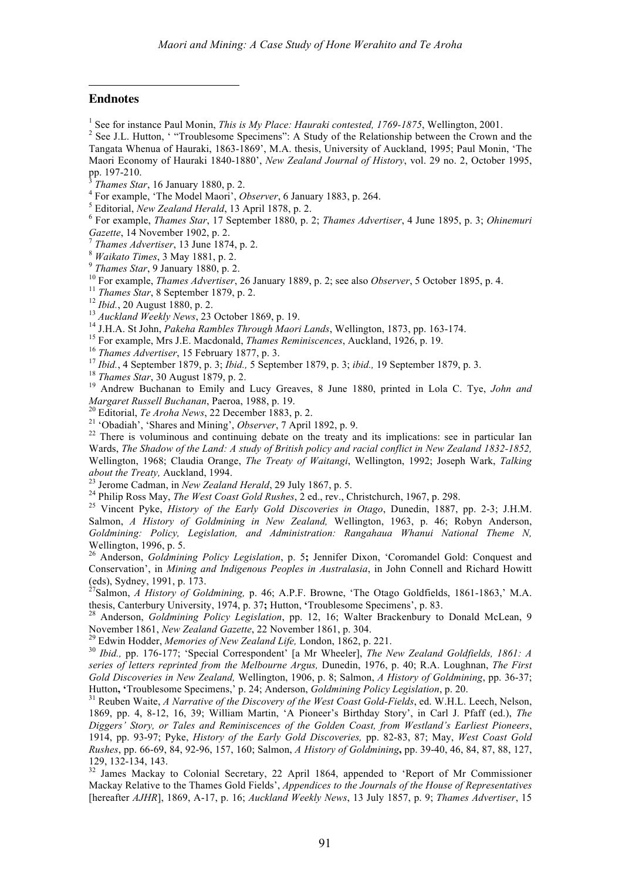## Endnotes

[1] See for instance Paul Monin, *This is My Place: Hauraki contested, 1769-1875*, Wellington, 2001.

[2] See J.L. Hutton, ' "Troublesome Specimens": A Study of the Relationship between the Crown and the Tangata Whenua of Hauraki, 1863-1869', M.A. thesis, University of Auckland, 1995; Paul Monin, 'The Maori Economy of Hauraki 1840-1880', *New Zealand Journal of History*, vol. 29 no. 2, October 1995, pp. 197-210.

[3] *Thames Star*, 16 January 1880, p. 2.

[4] For example, 'The Model Maori', *Observer*, 6 January 1883, p. 264.

[5] Editorial, *New Zealand Herald*, 13 April 1878, p. 2.

[6] For example, *Thames Star*, 17 September 1880, p. 2; *Thames Advertiser*, 4 June 1895, p. 3; *Ohinemuri Gazette*, 14 November 1902, p. 2.

[7] *Thames Advertiser*, 13 June 1874, p. 2.

[8] *Waikato Times*, 3 May 1881, p. 2.

[9] *Thames Star*, 9 January 1880, p. 2.

[10] For example, *Thames Advertiser*, 26 January 1889, p. 2; see also *Observer*, 5 October 1895, p. 4.

[11] *Thames Star*, 8 September 1879, p. 2.

[12] *Ibid.*, 20 August 1880, p. 2.

[13] *Auckland Weekly News*, 23 October 1869, p. 19.

[14] J.H.A. St John, *Pakeha Rambles Through Maori Lands*, Wellington, 1873, pp. 163-174.

[15] For example, Mrs J.E. Macdonald, *Thames Reminiscences*, Auckland, 1926, p. 19.

[16] *Thames Advertiser*, 15 February 1877, p. 3.

[17] *Ibid.*, 4 September 1879, p. 3; *Ibid.,* 5 September 1879, p. 3; *ibid.,* 19 September 1879, p. 3.

[18] *Thames Star*, 30 August 1879, p. 2.

[19] Andrew Buchanan to Emily and Lucy Greaves, 8 June 1880, printed in Lola C. Tye, *John and Margaret Russell Buchanan*, Paeroa, 1988, p. 19.

[20] Editorial, *Te Aroha News*, 22 December 1883, p. 2.

[21] 'Obadiah', 'Shares and Mining', *Observer*, 7 April 1892, p. 9.

[22] There is voluminous and continuing debate on the treaty and its implications: see in particular Ian Wards, *The Shadow of the Land: A study of British policy and racial conflict in New Zealand 1832-1852,* Wellington, 1968; Claudia Orange, *The Treaty of Waitangi*, Wellington, 1992; Joseph Wark, *Talking about the Treaty,* Auckland, 1994.

[23] Jerome Cadman, in *New Zealand Herald*, 29 July 1867, p. 5.

[24] Philip Ross May, *The West Coast Gold Rushes*, 2 ed., rev., Christchurch, 1967, p. 298.

[25] Vincent Pyke, *History of the Early Gold Discoveries in Otago*, Dunedin, 1887, pp. 2-3; J.H.M. Salmon, *A History of Goldmining in New Zealand,* Wellington, 1963, p. 46; Robyn Anderson, *Goldmining: Policy, Legislation, and Administration: Rangahaua Whanui National Theme N,* Wellington, 1996, p. 5.

[26] Anderson, *Goldmining Policy Legislation*, p. 5**;** Jennifer Dixon, 'Coromandel Gold: Conquest and Conservation', in *Mining and Indigenous Peoples in Australasia*, in John Connell and Richard Howitt (eds), Sydney, 1991, p. 173.

[27] Salmon, *A History of Goldmining,* p. 46; A.P.F. Browne, 'The Otago Goldfields, 1861-1863,' M.A. thesis, Canterbury University, 1974, p. 37**;** Hutton, **'**Troublesome Specimens', p. 83.

[28] Anderson, *Goldmining Policy Legislation*, pp. 12, 16; Walter Brackenbury to Donald McLean, 9 November 1861, *New Zealand Gazette*, 22 November 1861, p. 304.

[29] Edwin Hodder, *Memories of New Zealand Life,* London, 1862, p. 221.

[30] *Ibid.,* pp. 176-177; 'Special Correspondent' [a Mr Wheeler], *The New Zealand Goldfields, 1861: A series of letters reprinted from the Melbourne Argus,* Dunedin, 1976, p. 40; R.A. Loughnan, *The First Gold Discoveries in New Zealand,* Wellington, 1906, p. 8; Salmon, *A History of Goldmining*, pp. 36-37; Hutton**, '**Troublesome Specimens,' p. 24; Anderson, *Goldmining Policy Legislation*, p. 20.

[31] Reuben Waite, *A Narrative of the Discovery of the West Coast Gold-Fields*, ed. W.H.L. Leech, Nelson, 1869, pp. 4, 8-12, 16, 39; William Martin, 'A Pioneer's Birthday Story', in Carl J. Pfaff (ed.), *The Diggers' Story, or Tales and Reminiscences of the Golden Coast, from Westland's Earliest Pioneers*, 1914, pp. 93-97; Pyke, *History of the Early Gold Discoveries,* pp. 82-83, 87; May, *West Coast Gold Rushes*, pp. 66-69, 84, 92-96, 157, 160; Salmon, *A History of Goldmining***,** pp. 39-40, 46, 84, 87, 88, 127, 129, 132-134, 143.

[32] James Mackay to Colonial Secretary, 22 April 1864, appended to 'Report of Mr Commissioner Mackay Relative to the Thames Gold Fields', *Appendices to the Journals of the House of Representatives* [hereafter *AJHR*], 1869, A-17, p. 16; *Auckland Weekly News*, 13 July 1857, p. 9; *Thames Advertiser*, 15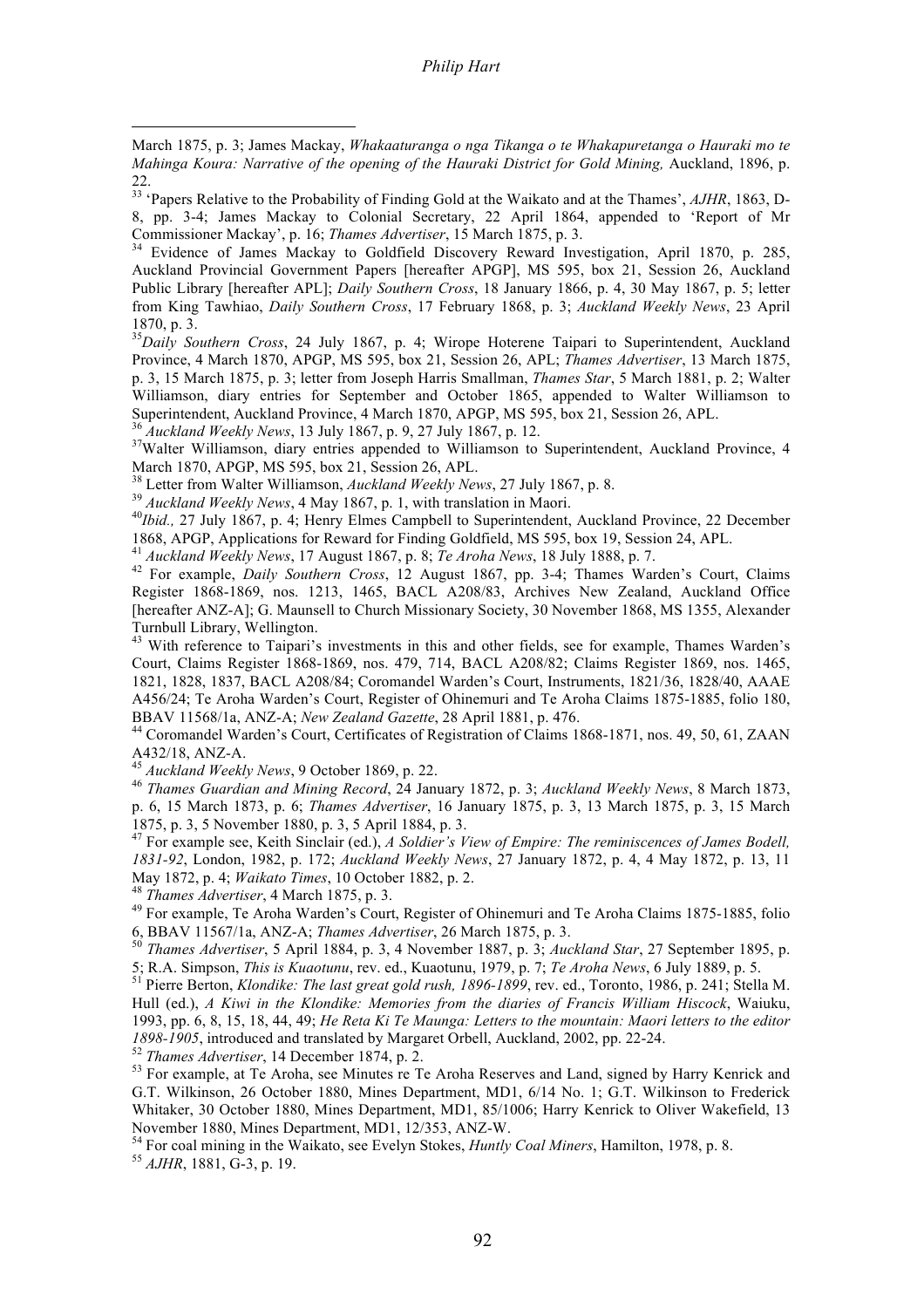March 1875, p. 3; James Mackay, *Whakaaturanga o nga Tikanga o te Whakapuretanga o Hauraki mo te Mahinga Koura: Narrative of the opening of the Hauraki District for Gold Mining,* Auckland, 1896, p. 22.

[33] 'Papers Relative to the Probability of Finding Gold at the Waikato and at the Thames', *AJHR*, 1863, D-8, pp. 3-4; James Mackay to Colonial Secretary, 22 April 1864, appended to 'Report of Mr Commissioner Mackay', p. 16; *Thames Advertiser*, 15 March 1875, p. 3.

[34] Evidence of James Mackay to Goldfield Discovery Reward Investigation, April 1870, p. 285, Auckland Provincial Government Papers [hereafter APGP], MS 595, box 21, Session 26, Auckland Public Library [hereafter APL]; *Daily Southern Cross*, 18 January 1866, p. 4, 30 May 1867, p. 5; letter from King Tawhiao, *Daily Southern Cross*, 17 February 1868, p. 3; *Auckland Weekly News*, 23 April 1870, p. 3.

[35] *Daily Southern Cross*, 24 July 1867, p. 4; Wirope Hoterene Taipari to Superintendent, Auckland Province, 4 March 1870, APGP, MS 595, box 21, Session 26, APL; *Thames Advertiser*, 13 March 1875, p. 3, 15 March 1875, p. 3; letter from Joseph Harris Smallman, *Thames Star*, 5 March 1881, p. 2; Walter Williamson, diary entries for September and October 1865, appended to Walter Williamson to Superintendent, Auckland Province, 4 March 1870, APGP, MS 595, box 21, Session 26, APL.

[36] *Auckland Weekly News*, 13 July 1867, p. 9, 27 July 1867, p. 12.

[37] Walter Williamson, diary entries appended to Williamson to Superintendent, Auckland Province, 4 March 1870, APGP, MS 595, box 21, Session 26, APL.

[38] Letter from Walter Williamson, *Auckland Weekly News*, 27 July 1867, p. 8.

[39] *Auckland Weekly News*, 4 May 1867, p. 1, with translation in Maori.

[40] *Ibid.,* 27 July 1867, p. 4; Henry Elmes Campbell to Superintendent, Auckland Province, 22 December 1868, APGP, Applications for Reward for Finding Goldfield, MS 595, box 19, Session 24, APL.

[41] *Auckland Weekly News*, 17 August 1867, p. 8; *Te Aroha News*, 18 July 1888, p. 7.

[42] For example, *Daily Southern Cross*, 12 August 1867, pp. 3-4; Thames Warden's Court, Claims Register 1868-1869, nos. 1213, 1465, BACL A208/83, Archives New Zealand, Auckland Office [hereafter ANZ-A]; G. Maunsell to Church Missionary Society, 30 November 1868, MS 1355, Alexander Turnbull Library, Wellington.

[43] With reference to Taipari's investments in this and other fields, see for example, Thames Warden's Court, Claims Register 1868-1869, nos. 479, 714, BACL A208/82; Claims Register 1869, nos. 1465, 1821, 1828, 1837, BACL A208/84; Coromandel Warden's Court, Instruments, 1821/36, 1828/40, AAAE A456/24; Te Aroha Warden's Court, Register of Ohinemuri and Te Aroha Claims 1875-1885, folio 180, BBAV 11568/1a, ANZ-A; *New Zealand Gazette*, 28 April 1881, p. 476.

[44] Coromandel Warden's Court, Certificates of Registration of Claims 1868-1871, nos. 49, 50, 61, ZAAN A432/18, ANZ-A.

[45] *Auckland Weekly News*, 9 October 1869, p. 22.

[46] *Thames Guardian and Mining Record*, 24 January 1872, p. 3; *Auckland Weekly News*, 8 March 1873, p. 6, 15 March 1873, p. 6; *Thames Advertiser*, 16 January 1875, p. 3, 13 March 1875, p. 3, 15 March 1875, p. 3, 5 November 1880, p. 3, 5 April 1884, p. 3.

[47] For example see, Keith Sinclair (ed.), *A Soldier's View of Empire: The reminiscences of James Bodell, 1831-92*, London, 1982, p. 172; *Auckland Weekly News*, 27 January 1872, p. 4, 4 May 1872, p. 13, 11 May 1872, p. 4; *Waikato Times*, 10 October 1882, p. 2.

[48] *Thames Advertiser*, 4 March 1875, p. 3.

[49] For example, Te Aroha Warden's Court, Register of Ohinemuri and Te Aroha Claims 1875-1885, folio 6, BBAV 11567/1a, ANZ-A; *Thames Advertiser*, 26 March 1875, p. 3.

[50] *Thames Advertiser*, 5 April 1884, p. 3, 4 November 1887, p. 3; *Auckland Star*, 27 September 1895, p. 5; R.A. Simpson, *This is Kuaotunu*, rev. ed., Kuaotunu, 1979, p. 7; *Te Aroha News*, 6 July 1889, p. 5.

[51] Pierre Berton, *Klondike: The last great gold rush, 1896-1899*, rev. ed., Toronto, 1986, p. 241; Stella M. Hull (ed.), *A Kiwi in the Klondike: Memories from the diaries of Francis William Hiscock*, Waiuku, 1993, pp. 6, 8, 15, 18, 44, 49; *He Reta Ki Te Maunga: Letters to the mountain: Maori letters to the editor 1898-1905*, introduced and translated by Margaret Orbell, Auckland, 2002, pp. 22-24.

[52] *Thames Advertiser*, 14 December 1874, p. 2.

[53] For example, at Te Aroha, see Minutes re Te Aroha Reserves and Land, signed by Harry Kenrick and G.T. Wilkinson, 26 October 1880, Mines Department, MD1, 6/14 No. 1; G.T. Wilkinson to Frederick Whitaker, 30 October 1880, Mines Department, MD1, 85/1006; Harry Kenrick to Oliver Wakefield, 13 November 1880, Mines Department, MD1, 12/353, ANZ-W.

[54] For coal mining in the Waikato, see Evelyn Stokes, *Huntly Coal Miners*, Hamilton, 1978, p. 8.

[55] *AJHR*, 1881, G-3, p. 19.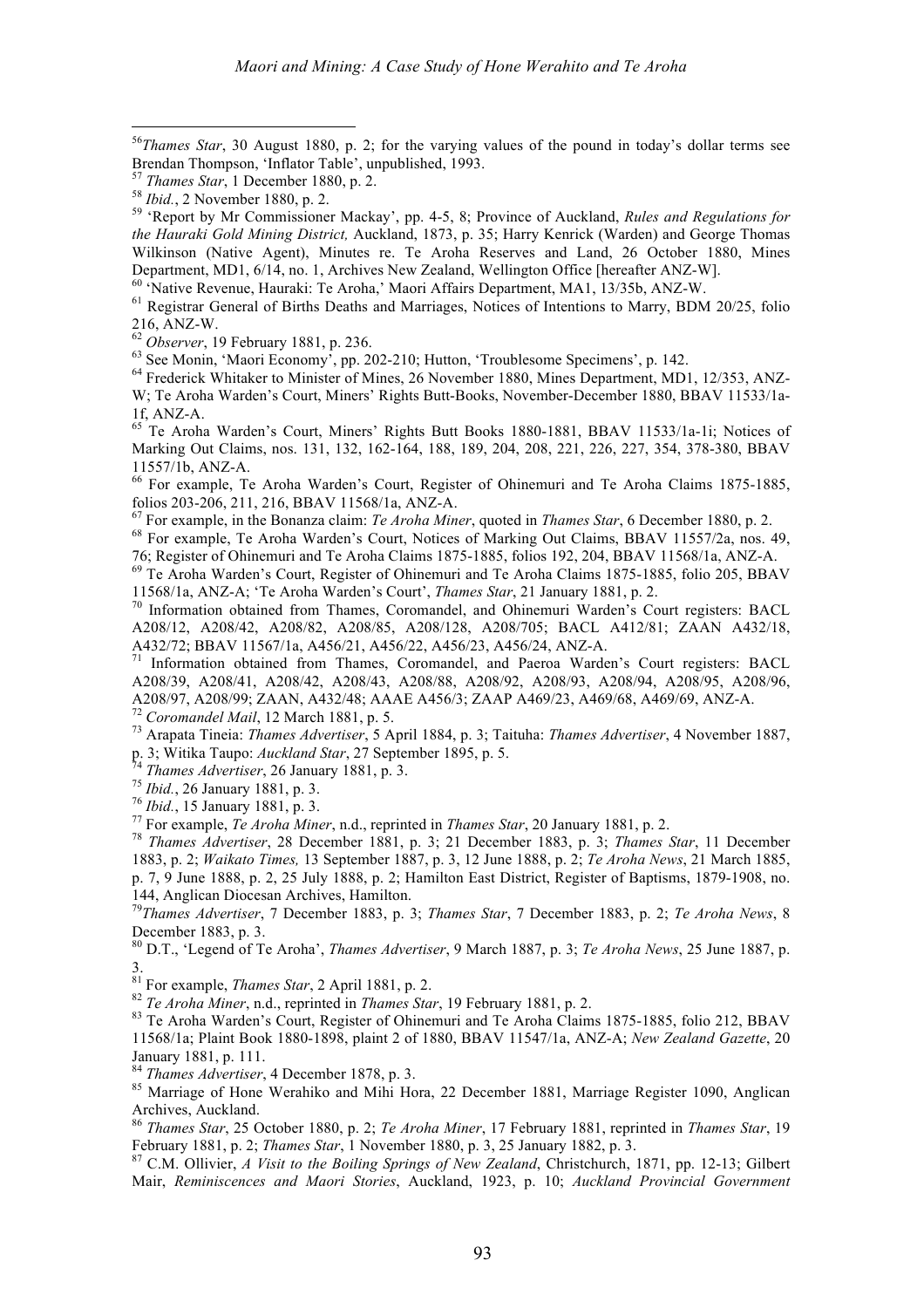[56]*Thames Star*, 30 August 1880, p. 2; for the varying values of the pound in today's dollar terms see Brendan Thompson, 'Inflator Table', unpublished, 1993.

[57] *Thames Star*, 1 December 1880, p. 2.

[58] *Ibid.*, 2 November 1880, p. 2.

[59] 'Report by Mr Commissioner Mackay', pp. 4-5, 8; Province of Auckland, *Rules and Regulations for the Hauraki Gold Mining District,* Auckland, 1873, p. 35; Harry Kenrick (Warden) and George Thomas Wilkinson (Native Agent), Minutes re. Te Aroha Reserves and Land, 26 October 1880, Mines Department, MD1, 6/14, no. 1, Archives New Zealand, Wellington Office [hereafter ANZ-W].

[60] 'Native Revenue, Hauraki: Te Aroha,' Maori Affairs Department, MA1, 13/35b, ANZ-W.

[61] Registrar General of Births Deaths and Marriages, Notices of Intentions to Marry, BDM 20/25, folio 216, ANZ-W.

[62] *Observer*, 19 February 1881, p. 236.

[63] See Monin, 'Maori Economy', pp. 202-210; Hutton, 'Troublesome Specimens', p. 142.

[64] Frederick Whitaker to Minister of Mines, 26 November 1880, Mines Department, MD1, 12/353, ANZ-W; Te Aroha Warden's Court, Miners' Rights Butt-Books, November-December 1880, BBAV 11533/1a-1f, ANZ-A.

[65] Te Aroha Warden's Court, Miners' Rights Butt Books 1880-1881, BBAV 11533/1a-1i; Notices of Marking Out Claims, nos. 131, 132, 162-164, 188, 189, 204, 208, 221, 226, 227, 354, 378-380, BBAV 11557/1b, ANZ-A.

[66] For example, Te Aroha Warden's Court, Register of Ohinemuri and Te Aroha Claims 1875-1885, folios 203-206, 211, 216, BBAV 11568/1a, ANZ-A.

[67] For example, in the Bonanza claim: *Te Aroha Miner*, quoted in *Thames Star*, 6 December 1880, p. 2.

[68] For example, Te Aroha Warden's Court, Notices of Marking Out Claims, BBAV 11557/2a, nos. 49, 76; Register of Ohinemuri and Te Aroha Claims 1875-1885, folios 192, 204, BBAV 11568/1a, ANZ-A.

[69] Te Aroha Warden's Court, Register of Ohinemuri and Te Aroha Claims 1875-1885, folio 205, BBAV 11568/1a, ANZ-A; 'Te Aroha Warden's Court', *Thames Star*, 21 January 1881, p. 2.

[70] Information obtained from Thames, Coromandel, and Ohinemuri Warden's Court registers: BACL A208/12, A208/42, A208/82, A208/85, A208/128, A208/705; BACL A412/81; ZAAN A432/18, A432/72; BBAV 11567/1a, A456/21, A456/22, A456/23, A456/24, ANZ-A.

[71] Information obtained from Thames, Coromandel, and Paeroa Warden's Court registers: BACL A208/39, A208/41, A208/42, A208/43, A208/88, A208/92, A208/93, A208/94, A208/95, A208/96, A208/97, A208/99; ZAAN, A432/48; AAAE A456/3; ZAAP A469/23, A469/68, A469/69, ANZ-A.

[72] *Coromandel Mail*, 12 March 1881, p. 5.

[73] Arapata Tineia: *Thames Advertiser*, 5 April 1884, p. 3; Taituha: *Thames Advertiser*, 4 November 1887, p. 3; Witika Taupo: *Auckland Star*, 27 September 1895, p. 5.

[74] *Thames Advertiser*, 26 January 1881, p. 3.

[75] *Ibid.*, 26 January 1881, p. 3.

[76] *Ibid.*, 15 January 1881, p. 3.

[77] For example, *Te Aroha Miner*, n.d., reprinted in *Thames Star*, 20 January 1881, p. 2.

[78] *Thames Advertiser*, 28 December 1881, p. 3; 21 December 1883, p. 3; *Thames Star*, 11 December 1883, p. 2; *Waikato Times,* 13 September 1887, p. 3, 12 June 1888, p. 2; *Te Aroha News*, 21 March 1885, p. 7, 9 June 1888, p. 2, 25 July 1888, p. 2; Hamilton East District, Register of Baptisms, 1879-1908, no. 144, Anglican Diocesan Archives, Hamilton.

[79]*Thames Advertiser*, 7 December 1883, p. 3; *Thames Star*, 7 December 1883, p. 2; *Te Aroha News*, 8 December 1883, p. 3.

[80] D.T., 'Legend of Te Aroha', *Thames Advertiser*, 9 March 1887, p. 3; *Te Aroha News*, 25 June 1887, p. 3.

[81] For example, *Thames Star*, 2 April 1881, p. 2.

[82] *Te Aroha Miner*, n.d., reprinted in *Thames Star*, 19 February 1881, p. 2.

[83] Te Aroha Warden's Court, Register of Ohinemuri and Te Aroha Claims 1875-1885, folio 212, BBAV 11568/1a; Plaint Book 1880-1898, plaint 2 of 1880, BBAV 11547/1a, ANZ-A; *New Zealand Gazette*, 20 January 1881, p. 111.

[84] *Thames Advertiser*, 4 December 1878, p. 3.

[85] Marriage of Hone Werahiko and Mihi Hora, 22 December 1881, Marriage Register 1090, Anglican Archives, Auckland.

[86] *Thames Star*, 25 October 1880, p. 2; *Te Aroha Miner*, 17 February 1881, reprinted in *Thames Star*, 19 February 1881, p. 2; *Thames Star*, 1 November 1880, p. 3, 25 January 1882, p. 3.

[87] C.M. Ollivier, *A Visit to the Boiling Springs of New Zealand*, Christchurch, 1871, pp. 12-13; Gilbert Mair, *Reminiscences and Maori Stories*, Auckland, 1923, p. 10; *Auckland Provincial Government*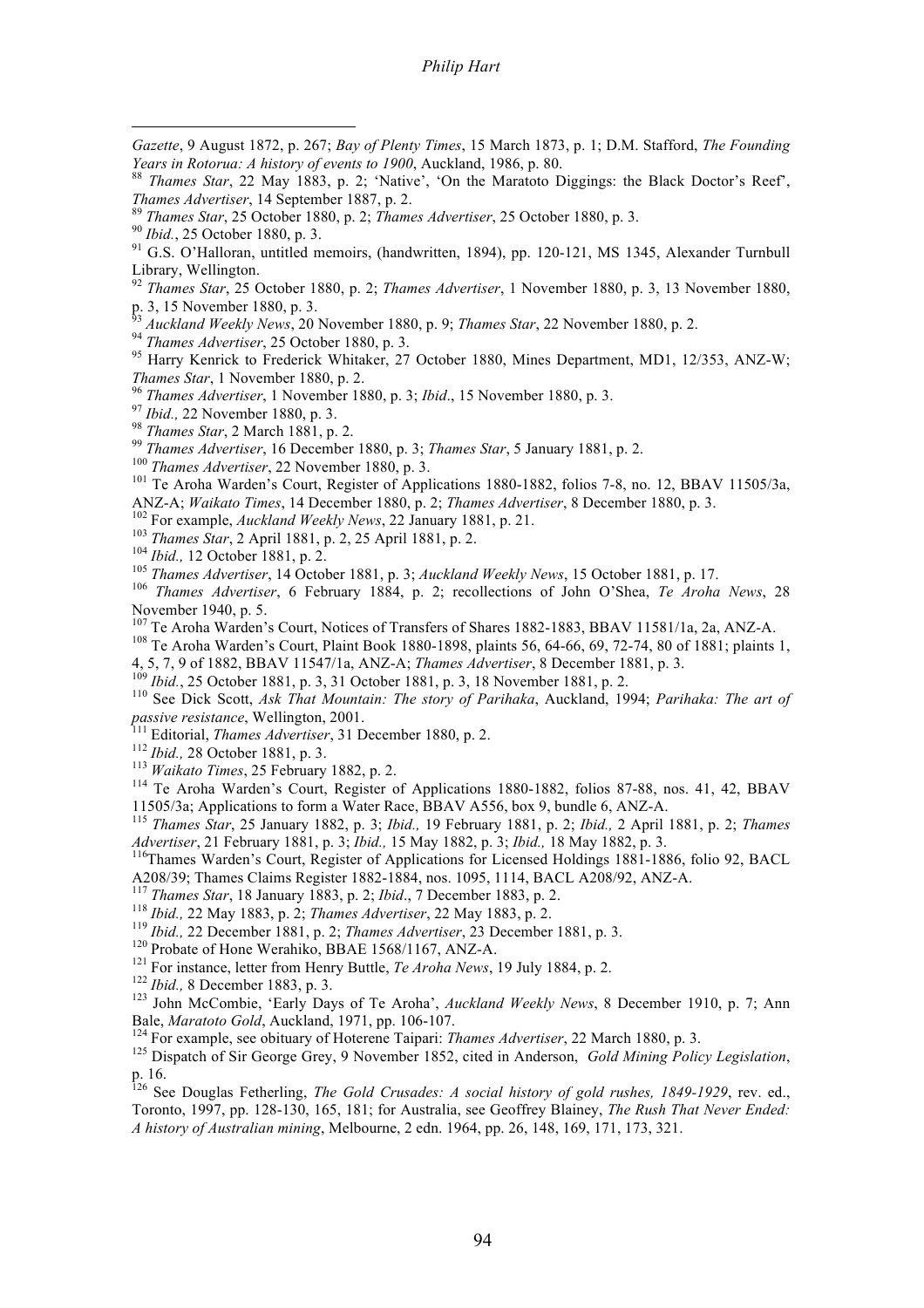*Gazette*, 9 August 1872, p. 267; *Bay of Plenty Times*, 15 March 1873, p. 1; D.M. Stafford, *The Founding Years in Rotorua: A history of events to 1900*, Auckland, 1986, p. 80.

[88] *Thames Star*, 22 May 1883, p. 2; 'Native', 'On the Maratoto Diggings: the Black Doctor's Reef', *Thames Advertiser*, 14 September 1887, p. 2.

[89] *Thames Star*, 25 October 1880, p. 2; *Thames Advertiser*, 25 October 1880, p. 3.

[90] *Ibid.*, 25 October 1880, p. 3.

[91] G.S. O'Halloran, untitled memoirs, (handwritten, 1894), pp. 120-121, MS 1345, Alexander Turnbull Library, Wellington.

[92] *Thames Star*, 25 October 1880, p. 2; *Thames Advertiser*, 1 November 1880, p. 3, 13 November 1880, p. 3, 15 November 1880, p. 3.

[93] *Auckland Weekly News*, 20 November 1880, p. 9; *Thames Star*, 22 November 1880, p. 2.

[94] *Thames Advertiser*, 25 October 1880, p. 3.

[95] Harry Kenrick to Frederick Whitaker, 27 October 1880, Mines Department, MD1, 12/353, ANZ-W; *Thames Star*, 1 November 1880, p. 2.

[96] *Thames Advertiser*, 1 November 1880, p. 3; *Ibid*., 15 November 1880, p. 3.

[97] *Ibid.,* 22 November 1880, p. 3.

[98] *Thames Star*, 2 March 1881, p. 2.

[99] *Thames Advertiser*, 16 December 1880, p. 3; *Thames Star*, 5 January 1881, p. 2.

[100] *Thames Advertiser*, 22 November 1880, p. 3.

[101] Te Aroha Warden's Court, Register of Applications 1880-1882, folios 7-8, no. 12, BBAV 11505/3a, ANZ-A; *Waikato Times*, 14 December 1880, p. 2; *Thames Advertiser*, 8 December 1880, p. 3.

[102] For example, *Auckland Weekly News*, 22 January 1881, p. 21.

[103] *Thames Star*, 2 April 1881, p. 2, 25 April 1881, p. 2.

[104] *Ibid.,* 12 October 1881, p. 2.

[105] *Thames Advertiser*, 14 October 1881, p. 3; *Auckland Weekly News*, 15 October 1881, p. 17.

[106] *Thames Advertiser*, 6 February 1884, p. 2; recollections of John O'Shea, *Te Aroha News*, 28 November 1940, p. 5.

[107] Te Aroha Warden's Court, Notices of Transfers of Shares 1882-1883, BBAV 11581/1a, 2a, ANZ-A.

[108] Te Aroha Warden's Court, Plaint Book 1880-1898, plaints 56, 64-66, 69, 72-74, 80 of 1881; plaints 1, 4, 5, 7, 9 of 1882, BBAV 11547/1a, ANZ-A; *Thames Advertiser*, 8 December 1881, p. 3.

[109] *Ibid.*, 25 October 1881, p. 3, 31 October 1881, p. 3, 18 November 1881, p. 2.

[110] See Dick Scott, *Ask That Mountain: The story of Parihaka*, Auckland, 1994; *Parihaka: The art of passive resistance*, Wellington, 2001.

[111] Editorial, *Thames Advertiser*, 31 December 1880, p. 2.

[112] *Ibid.,* 28 October 1881, p. 3.

[113] *Waikato Times*, 25 February 1882, p. 2.

[114] Te Aroha Warden's Court, Register of Applications 1880-1882, folios 87-88, nos. 41, 42, BBAV 11505/3a; Applications to form a Water Race, BBAV A556, box 9, bundle 6, ANZ-A.

[115] *Thames Star*, 25 January 1882, p. 3; *Ibid.,* 19 February 1881, p. 2; *Ibid.,* 2 April 1881, p. 2; *Thames Advertiser*, 21 February 1881, p. 3; *Ibid.,* 15 May 1882, p. 3; *Ibid.,* 18 May 1882, p. 3.

[116] Thames Warden's Court, Register of Applications for Licensed Holdings 1881-1886, folio 92, BACL A208/39; Thames Claims Register 1882-1884, nos. 1095, 1114, BACL A208/92, ANZ-A.

[117] *Thames Star*, 18 January 1883, p. 2; *Ibid*., 7 December 1883, p. 2.

[118] *Ibid.,* 22 May 1883, p. 2; *Thames Advertiser*, 22 May 1883, p. 2.

[119] *Ibid.,* 22 December 1881, p. 2; *Thames Advertiser*, 23 December 1881, p. 3.

[120] Probate of Hone Werahiko, BBAE 1568/1167, ANZ-A.

[121] For instance, letter from Henry Buttle, *Te Aroha News*, 19 July 1884, p. 2.

[122] *Ibid.,* 8 December 1883, p. 3.

[123] John McCombie, 'Early Days of Te Aroha', *Auckland Weekly News*, 8 December 1910, p. 7; Ann Bale, *Maratoto Gold*, Auckland, 1971, pp. 106-107.

[124] For example, see obituary of Hoterene Taipari: *Thames Advertiser*, 22 March 1880, p. 3.

[125] Dispatch of Sir George Grey, 9 November 1852, cited in Anderson, *Gold Mining Policy Legislation*, p. 16.

[126] See Douglas Fetherling, *The Gold Crusades: A social history of gold rushes, 1849-1929*, rev. ed., Toronto, 1997, pp. 128-130, 165, 181; for Australia, see Geoffrey Blainey, *The Rush That Never Ended: A history of Australian mining*, Melbourne, 2 edn. 1964, pp. 26, 148, 169, 171, 173, 321.